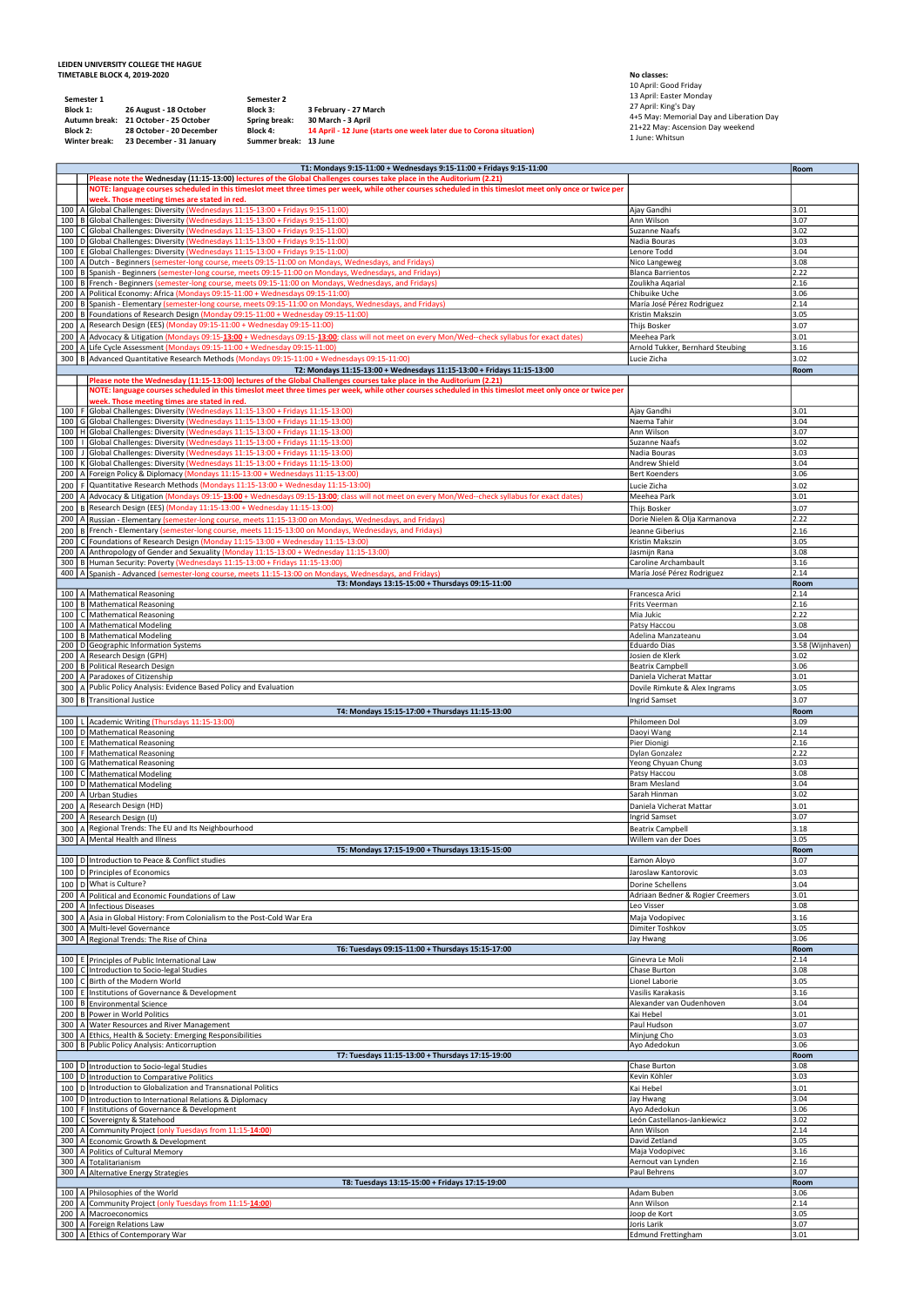**LEIDEN UNIVERSITY COLLEGE THE HAGUE**
**TIMETABLE BLOCK 4, 2019-2020**

| Semester 1 | | Semester 2 | |
|---|---|---|---|
| Block 1: | 26 August - 18 October | Block 3: | 3 February - 27 March |
| Autumn break: | 21 October - 25 October | Spring break: | 30 March - 3 April |
| Block 2: | 28 October - 20 December | Block 4: | 14 April - 12 June (starts one week later due to Corona situation) |
| Winter break: | 23 December - 31 January | Summer break: | 13 June |

**No classes:**
10 April: Good Friday
13 April: Easter Monday
27 April: King's Day
4+5 May: Memorial Day and Liberation Day
21+22 May: Ascension Day weekend
1 June: Whitsun

| | | T1: Mondays 9:15-11:00 + Wednesdays 9:15-11:00 + Fridays 9:15-11:00 | | Room |
|---|---|---|---|---|
| | | Please note the Wednesday (11:15-13:00) lectures of the Global Challenges courses take place in the Auditorium (2.21) | | |
| | | NOTE: language courses scheduled in this timeslot meet three times per week, while other courses scheduled in this timeslot meet only once or twice per week. Those meeting times are stated in red. | | |
| 100 | A | Global Challenges: Diversity (Wednesdays 11:15-13:00 + Fridays 9:15-11:00) | Ajay Gandhi | 3.01 |
| 100 | B | Global Challenges: Diversity (Wednesdays 11:15-13:00 + Fridays 9:15-11:00) | Ann Wilson | 3.07 |
| 100 | C | Global Challenges: Diversity (Wednesdays 11:15-13:00 + Fridays 9:15-11:00) | Suzanne Naafs | 3.02 |
| 100 | D | Global Challenges: Diversity (Wednesdays 11:15-13:00 + Fridays 9:15-11:00) | Nadia Bouras | 3.03 |
| 100 | E | Global Challenges: Diversity (Wednesdays 11:15-13:00 + Fridays 9:15-11:00) | Lenore Todd | 3.04 |
| 100 | A | Dutch - Beginners (semester-long course, meets 09:15-11:00 on Mondays, Wednesdays, and Fridays) | Nico Langeweg | 3.08 |
| 100 | B | Spanish - Beginners (semester-long course, meets 09:15-11:00 on Mondays, Wednesdays, and Fridays) | Blanca Barrientos | 2.22 |
| 100 | B | French - Beginners (semester-long course, meets 09:15-11:00 on Mondays, Wednesdays, and Fridays) | Zoulikha Aqarial | 2.16 |
| 200 | A | Political Economy: Africa (Mondays 09:15-11:00 + Wednesdays 09:15-11:00) | Chibuike Uche | 3.06 |
| 200 | B | Spanish - Elementary (semester-long course, meets 09:15-11:00 on Mondays, Wednesdays, and Fridays) | María José Pérez Rodriguez | 2.14 |
| 200 | B | Foundations of Research Design (Monday 09:15-11:00 + Wednesday 09:15-11:00) | Kristin Makszin | 3.05 |
| 200 | A | Research Design (EES) (Monday 09:15-11:00 + Wednesday 09:15-11:00) | Thijs Bosker | 3.07 |
| 200 | A | Advocacy & Litigation (Mondays 09:15-13:00 + Wednesdays 09:15-13:00; class will not meet on every Mon/Wed--check syllabus for exact dates) | Meehea Park | 3.01 |
| 200 | A | Life Cycle Assessment (Mondays 09:15-11:00 + Wednesday 09:15-11:00) | Arnold Tukker, Bernhard Steubing | 3.16 |
| 300 | B | Advanced Quantitative Research Methods (Mondays 09:15-11:00 + Wednesdays 09:15-11:00) | Lucie Zicha | 3.02 |
| | | **T2: Mondays 11:15-13:00 + Wednesdays 11:15-13:00 + Fridays 11:15-13:00** | | **Room** |
| | | Please note the Wednesday (11:15-13:00) lectures of the Global Challenges courses take place in the Auditorium (2.21) | | |
| | | NOTE: language courses scheduled in this timeslot meet three times per week, while other courses scheduled in this timeslot meet only once or twice per week. Those meeting times are stated in red. | | |
| 100 | F | Global Challenges: Diversity (Wednesdays 11:15-13:00 + Fridays 11:15-13:00) | Ajay Gandhi | 3.01 |
| 100 | G | Global Challenges: Diversity (Wednesdays 11:15-13:00 + Fridays 11:15-13:00) | Naema Tahir | 3.04 |
| 100 | H | Global Challenges: Diversity (Wednesdays 11:15-13:00 + Fridays 11:15-13:00) | Ann Wilson | 3.07 |
| 100 | I | Global Challenges: Diversity (Wednesdays 11:15-13:00 + Fridays 11:15-13:00) | Suzanne Naafs | 3.02 |
| 100 | J | Global Challenges: Diversity (Wednesdays 11:15-13:00 + Fridays 11:15-13:00) | Nadia Bouras | 3.03 |
| 100 | K | Global Challenges: Diversity (Wednesdays 11:15-13:00 + Fridays 11:15-13:00) | Andrew Shield | 3.04 |
| 200 | A | Foreign Policy & Diplomacy (Mondays 11:15-13:00 + Wednesdays 11:15-13:00) | Bert Koenders | 3.06 |
| 200 | F | Quantitative Research Methods (Mondays 11:15-13:00 + Wednesday 11:15-13:00) | Lucie Zicha | 3.02 |
| 200 | A | Advocacy & Litigation (Mondays 09:15-13:00 + Wednesdays 09:15-13:00; class will not meet on every Mon/Wed--check syllabus for exact dates) | Meehea Park | 3.01 |
| 200 | B | Research Design (EES) (Monday 11:15-13:00 + Wednesday 11:15-13:00) | Thijs Bosker | 3.07 |
| 200 | A | Russian - Elementary (semester-long course, meets 11:15-13:00 on Mondays, Wednesdays, and Fridays) | Dorie Nielen & Olja Karmanova | 2.22 |
| 200 | B | French - Elementary (semester-long course, meets 11:15-13:00 on Mondays, Wednesdays, and Fridays) | Jeanne Giberius | 2.16 |
| 200 | C | Foundations of Research Design (Monday 11:15-13:00 + Wednesday 11:15-13:00) | Kristin Makszin | 3.05 |
| 200 | A | Anthropology of Gender and Sexuality (Monday 11:15-13:00 + Wednesday 11:15-13:00) | Jasmijn Rana | 3.08 |
| 300 | B | Human Security: Poverty (Wednesdays 11:15-13:00 + Fridays 11:15-13:00) | Caroline Archambault | 3.16 |
| 400 | A | Spanish - Advanced (semester-long course, meets 11:15-13:00 on Mondays, Wednesdays, and Fridays) | María José Pérez Rodriguez | 2.14 |
| | | **T3: Mondays 13:15-15:00 + Thursdays 09:15-11:00** | | **Room** |
| 100 | A | Mathematical Reasoning | Francesca Arici | 2.14 |
| 100 | B | Mathematical Reasoning | Frits Veerman | 2.16 |
| 100 | C | Mathematical Reasoning | Mia Jukic | 2.22 |
| 100 | A | Mathematical Modeling | Patsy Haccou | 3.08 |
| 100 | B | Mathematical Modeling | Adelina Manzateanu | 3.04 |
| 200 | D | Geographic Information Systems | Eduardo Dias | 3.58 (Wijnhaven) |
| 200 | A | Research Design (GPH) | Josien de Klerk | 3.02 |
| 200 | B | Political Research Design | Beatrix Campbell | 3.06 |
| 200 | A | Paradoxes of Citizenship | Daniela Vicherat Mattar | 3.01 |
| 300 | A | Public Policy Analysis: Evidence Based Policy and Evaluation | Dovile Rimkute & Alex Ingrams | 3.05 |
| 300 | B | Transitional Justice | Ingrid Samset | 3.07 |
| | | **T4: Mondays 15:15-17:00 + Thursdays 11:15-13:00** | | **Room** |
| 100 | L | Academic Writing (Thursdays 11:15-13:00) | Philomeen Dol | 3.09 |
| 100 | D | Mathematical Reasoning | Daoyi Wang | 2.14 |
| 100 | E | Mathematical Reasoning | Pier Dionigi | 2.16 |
| 100 | F | Mathematical Reasoning | Dylan Gonzalez | 2.22 |
| 100 | G | Mathematical Reasoning | Yeong Chyuan Chung | 3.03 |
| 100 | C | Mathematical Modeling | Patsy Haccou | 3.08 |
| 100 | D | Mathematical Modeling | Bram Mesland | 3.04 |
| 200 | A | Urban Studies | Sarah Hinman | 3.02 |
| 200 | A | Research Design (HD) | Daniela Vicherat Mattar | 3.01 |
| 200 | A | Research Design (U) | Ingrid Samset | 3.07 |
| 300 | A | Regional Trends: The EU and Its Neighbourhood | Beatrix Campbell | 3.18 |
| 300 | A | Mental Health and Illness | Willem van der Does | 3.05 |
| | | **T5: Mondays 17:15-19:00 + Thursdays 13:15-15:00** | | **Room** |
| 100 | D | Introduction to Peace & Conflict studies | Eamon Aloyo | 3.07 |
| 100 | D | Principles of Economics | Jaroslaw Kantorovic | 3.03 |
| 100 | D | What is Culture? | Dorine Schellens | 3.04 |
| 200 | A | Political and Economic Foundations of Law | Adriaan Bedner & Rogier Creemers | 3.01 |
| 200 | A | Infectious Diseases | Leo Visser | 3.08 |
| 300 | A | Asia in Global History: From Colonialism to the Post-Cold War Era | Maja Vodopivec | 3.16 |
| 300 | A | Multi-level Governance | Dimiter Toshkov | 3.05 |
| 300 | A | Regional Trends: The Rise of China | Jay Hwang | 3.06 |
| | | **T6: Tuesdays 09:15-11:00 + Thursdays 15:15-17:00** | | **Room** |
| 100 | E | Principles of Public International Law | Ginevra Le Moli | 2.14 |
| 100 | C | Introduction to Socio-legal Studies | Chase Burton | 3.08 |
| 100 | C | Birth of the Modern World | Lionel Laborie | 3.05 |
| 100 | E | Institutions of Governance & Development | Vasilis Karakasis | 3.16 |
| 100 | B | Environmental Science | Alexander van Oudenhoven | 3.04 |
| 200 | B | Power in World Politics | Kai Hebel | 3.01 |
| 300 | A | Water Resources and River Management | Paul Hudson | 3.07 |
| 300 | A | Ethics, Health & Society: Emerging Responsibilities | Minjung Cho | 3.03 |
| 300 | B | Public Policy Analysis: Anticorruption | Ayo Adedokun | 3.06 |
| | | **T7: Tuesdays 11:15-13:00 + Thursdays 17:15-19:00** | | **Room** |
| 100 | D | Introduction to Socio-legal Studies | Chase Burton | 3.08 |
| 100 | D | Introduction to Comparative Politics | Kevin Köhler | 3.03 |
| 100 | D | Introduction to Globalization and Transnational Politics | Kai Hebel | 3.01 |
| 100 | D | Introduction to International Relations & Diplomacy | Jay Hwang | 3.04 |
| 100 | F | Institutions of Governance & Development | Ayo Adedokun | 3.06 |
| 100 | C | Sovereignty & Statehood | León Castellanos-Jankiewicz | 3.02 |
| 200 | A | Community Project (only Tuesdays from 11:15-14:00) | Ann Wilson | 2.14 |
| 300 | A | Economic Growth & Development | David Zetland | 3.05 |
| 300 | A | Politics of Cultural Memory | Maja Vodopivec | 3.16 |
| 300 | A | Totalitarianism | Aernout van Lynden | 2.16 |
| 300 | A | Alternative Energy Strategies | Paul Behrens | 3.07 |
| | | **T8: Tuesdays 13:15-15:00 + Fridays 17:15-19:00** | | **Room** |
| 100 | A | Philosophies of the World | Adam Buben | 3.06 |
| 200 | A | Community Project (only Tuesdays from 11:15-14:00) | Ann Wilson | 2.14 |
| 200 | A | Macroeconomics | Joop de Kort | 3.05 |
| 300 | A | Foreign Relations Law | Joris Larik | 3.07 |
| 300 | A | Ethics of Contemporary War | Edmund Frettingham | 3.01 |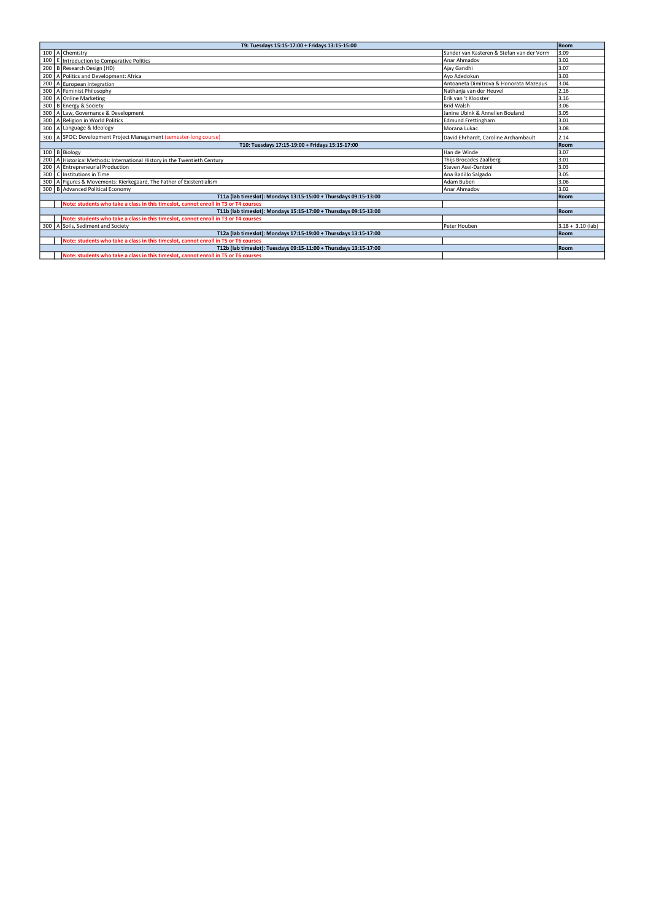| | | T9: Tuesdays 15:15-17:00 + Fridays 13:15-15:00 | | Room |
|---|---|---|---|---|
| 100 | A | Chemistry | Sander van Kasteren & Stefan van der Vorm | 3.09 |
| 100 | E | Introduction to Comparative Politics | Anar Ahmadov | 3.02 |
| 200 | B | Research Design (HD) | Ajay Gandhi | 3.07 |
| 200 | A | Politics and Development: Africa | Ayo Adedokun | 3.03 |
| 200 | A | European Integration | Antoaneta Dimitrova & Honorata Mazepus | 3.04 |
| 300 | A | Feminist Philosophy | Nathanja van der Heuvel | 2.16 |
| 300 | A | Online Marketing | Erik van 't Klooster | 3.16 |
| 300 | B | Energy & Society | Bríd Walsh | 3.06 |
| 300 | A | Law, Governance & Development | Janine Ubink & Annelien Bouland | 3.05 |
| 300 | A | Religion in World Politics | Edmund Frettingham | 3.01 |
| 300 | A | Language & Ideology | Morana Lukac | 3.08 |
| 300 | A | SPOC: Development Project Management (semester-long course) | David Ehrhardt, Caroline Archambault | 2.14 |
| | | **T10: Tuesdays 17:15-19:00 + Fridays 15:15-17:00** | | **Room** |
| 100 | B | Biology | Han de Winde | 3.07 |
| 200 | A | Historical Methods: International History in the Twentieth Century | Thijs Brocades Zaalberg | 3.01 |
| 200 | A | Entrepreneurial Production | Steven Asei-Dantoni | 3.03 |
| 300 | C | Institutions in Time | Ana Badillo Salgado | 3.05 |
| 300 | A | Figures & Movements: Kierkegaard, The Father of Existentialism | Adam Buben | 3.06 |
| 300 | B | Advanced Political Economy | Anar Ahmadov | 3.02 |
| | | **T11a (lab timeslot): Mondays 13:15-15:00 + Thursdays 09:15-13:00** | | **Room** |
| | | **Note: students who take a class in this timeslot, cannot enroll in T3 or T4 courses** | | |
| | | **T11b (lab timeslot): Mondays 15:15-17:00 + Thursdays 09:15-13:00** | | **Room** |
| | | **Note: students who take a class in this timeslot, cannot enroll in T3 or T4 courses** | | |
| 300 | A | Soils, Sediment and Society | Peter Houben | 3.18 + 3.10 (lab) |
| | | **T12a (lab timeslot): Mondays 17:15-19:00 + Thursdays 13:15-17:00** | | **Room** |
| | | **Note: students who take a class in this timeslot, cannot enroll in T5 or T6 courses** | | |
| | | **T12b (lab timeslot): Tuesdays 09:15-11:00 + Thursdays 13:15-17:00** | | **Room** |
| | | **Note: students who take a class in this timeslot, cannot enroll in T5 or T6 courses** | | |